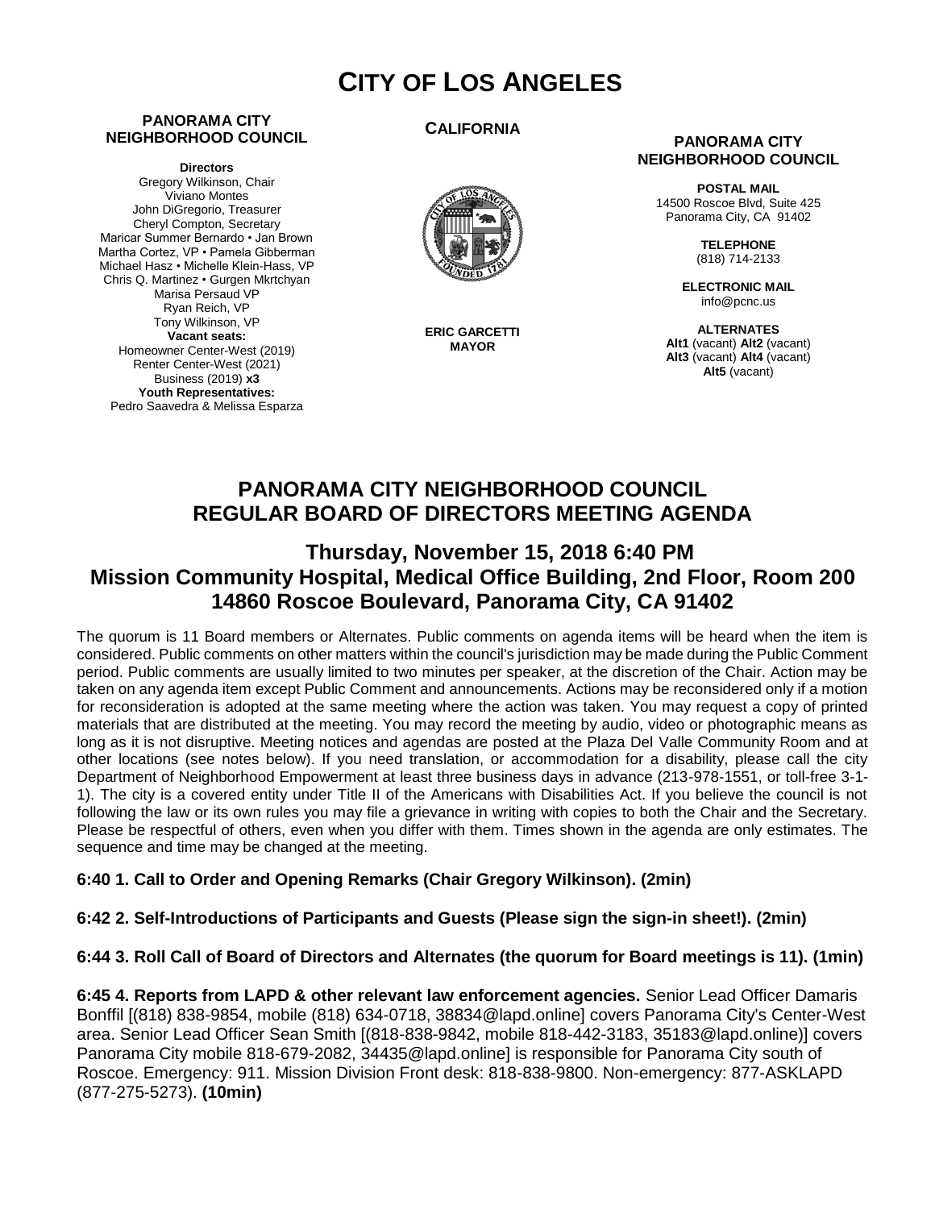# CITY OF LOS ANGELES

**PANORAMA CITY NEIGHBORHOOD COUNCIL**

**Directors**
Gregory Wilkinson, Chair
Viviano Montes
John DiGregorio, Treasurer
Cheryl Compton, Secretary
Maricar Summer Bernardo • Jan Brown
Martha Cortez, VP • Pamela Gibberman
Michael Hasz • Michelle Klein-Hass, VP
Chris Q. Martinez • Gurgen Mkrtchyan
Marisa Persaud VP
Ryan Reich, VP
Tony Wilkinson, VP
**Vacant seats:**
Homeowner Center-West (2019)
Renter Center-West (2021)
Business (2019) **x3**
**Youth Representatives:**
Pedro Saavedra & Melissa Esparza

**CALIFORNIA**

**ERIC GARCETTI**
**MAYOR**

**PANORAMA CITY NEIGHBORHOOD COUNCIL**

**POSTAL MAIL**
14500 Roscoe Blvd, Suite 425
Panorama City, CA 91402

**TELEPHONE**
(818) 714-2133

**ELECTRONIC MAIL**
info@pcnc.us

**ALTERNATES**
**Alt1** (vacant) **Alt2** (vacant)
**Alt3** (vacant) **Alt4** (vacant)
**Alt5** (vacant)

## PANORAMA CITY NEIGHBORHOOD COUNCIL REGULAR BOARD OF DIRECTORS MEETING AGENDA

### Thursday, November 15, 2018 6:40 PM
### Mission Community Hospital, Medical Office Building, 2nd Floor, Room 200
### 14860 Roscoe Boulevard, Panorama City, CA 91402

The quorum is 11 Board members or Alternates. Public comments on agenda items will be heard when the item is considered. Public comments on other matters within the council's jurisdiction may be made during the Public Comment period. Public comments are usually limited to two minutes per speaker, at the discretion of the Chair. Action may be taken on any agenda item except Public Comment and announcements. Actions may be reconsidered only if a motion for reconsideration is adopted at the same meeting where the action was taken. You may request a copy of printed materials that are distributed at the meeting. You may record the meeting by audio, video or photographic means as long as it is not disruptive. Meeting notices and agendas are posted at the Plaza Del Valle Community Room and at other locations (see notes below). If you need translation, or accommodation for a disability, please call the city Department of Neighborhood Empowerment at least three business days in advance (213-978-1551, or toll-free 3-1-1). The city is a covered entity under Title II of the Americans with Disabilities Act. If you believe the council is not following the law or its own rules you may file a grievance in writing with copies to both the Chair and the Secretary. Please be respectful of others, even when you differ with them. Times shown in the agenda are only estimates. The sequence and time may be changed at the meeting.

**6:40 1. Call to Order and Opening Remarks (Chair Gregory Wilkinson). (2min)**

**6:42 2. Self-Introductions of Participants and Guests (Please sign the sign-in sheet!). (2min)**

**6:44 3. Roll Call of Board of Directors and Alternates (the quorum for Board meetings is 11). (1min)**

**6:45 4. Reports from LAPD & other relevant law enforcement agencies.** Senior Lead Officer Damaris Bonffil [(818) 838-9854, mobile (818) 634-0718, 38834@lapd.online] covers Panorama City's Center-West area. Senior Lead Officer Sean Smith [(818-838-9842, mobile 818-442-3183, 35183@lapd.online)] covers Panorama City mobile 818-679-2082, 34435@lapd.online] is responsible for Panorama City south of Roscoe. Emergency: 911. Mission Division Front desk: 818-838-9800. Non-emergency: 877-ASKLAPD (877-275-5273). **(10min)**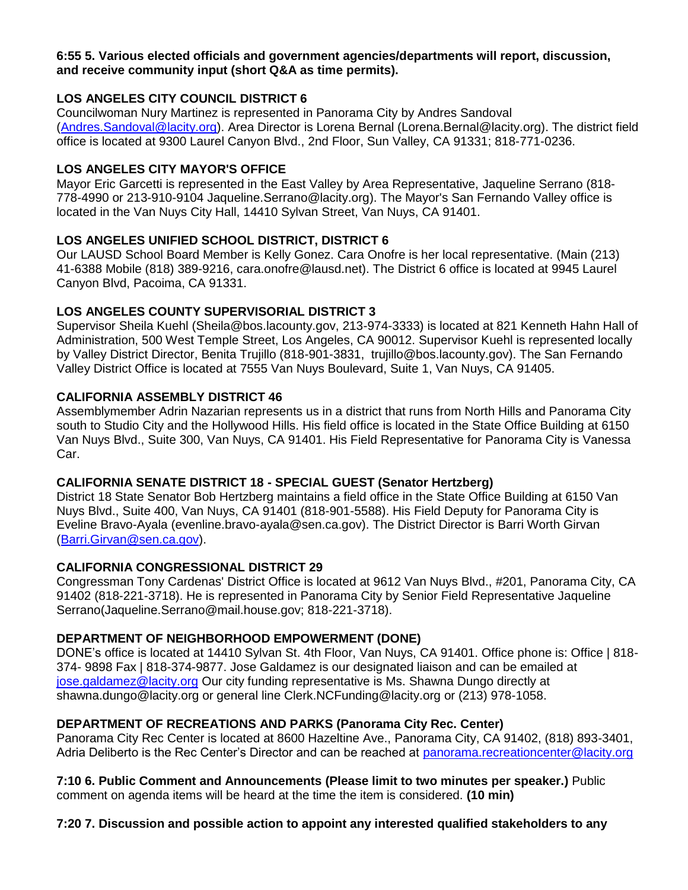**6:55 5. Various elected officials and government agencies/departments will report, discussion, and receive community input (short Q&A as time permits).**

**LOS ANGELES CITY COUNCIL DISTRICT 6**

Councilwoman Nury Martinez is represented in Panorama City by Andres Sandoval (Andres.Sandoval@lacity.org). Area Director is Lorena Bernal (Lorena.Bernal@lacity.org). The district field office is located at 9300 Laurel Canyon Blvd., 2nd Floor, Sun Valley, CA 91331; 818-771-0236.

**LOS ANGELES CITY MAYOR'S OFFICE**

Mayor Eric Garcetti is represented in the East Valley by Area Representative, Jaqueline Serrano (818-778-4990 or 213-910-9104 Jaqueline.Serrano@lacity.org). The Mayor's San Fernando Valley office is located in the Van Nuys City Hall, 14410 Sylvan Street, Van Nuys, CA 91401.

**LOS ANGELES UNIFIED SCHOOL DISTRICT, DISTRICT 6**

Our LAUSD School Board Member is Kelly Gonez. Cara Onofre is her local representative. (Main (213) 41-6388 Mobile (818) 389-9216, cara.onofre@lausd.net). The District 6 office is located at 9945 Laurel Canyon Blvd, Pacoima, CA 91331.

**LOS ANGELES COUNTY SUPERVISORIAL DISTRICT 3**

Supervisor Sheila Kuehl (Sheila@bos.lacounty.gov, 213-974-3333) is located at 821 Kenneth Hahn Hall of Administration, 500 West Temple Street, Los Angeles, CA 90012. Supervisor Kuehl is represented locally by Valley District Director, Benita Trujillo (818-901-3831, trujillo@bos.lacounty.gov). The San Fernando Valley District Office is located at 7555 Van Nuys Boulevard, Suite 1, Van Nuys, CA 91405.

**CALIFORNIA ASSEMBLY DISTRICT 46**

Assemblymember Adrin Nazarian represents us in a district that runs from North Hills and Panorama City south to Studio City and the Hollywood Hills. His field office is located in the State Office Building at 6150 Van Nuys Blvd., Suite 300, Van Nuys, CA 91401. His Field Representative for Panorama City is Vanessa Car.

**CALIFORNIA SENATE DISTRICT 18 - SPECIAL GUEST (Senator Hertzberg)**

District 18 State Senator Bob Hertzberg maintains a field office in the State Office Building at 6150 Van Nuys Blvd., Suite 400, Van Nuys, CA 91401 (818-901-5588). His Field Deputy for Panorama City is Eveline Bravo-Ayala (evenline.bravo-ayala@sen.ca.gov). The District Director is Barri Worth Girvan (Barri.Girvan@sen.ca.gov).

**CALIFORNIA CONGRESSIONAL DISTRICT 29**

Congressman Tony Cardenas' District Office is located at 9612 Van Nuys Blvd., #201, Panorama City, CA 91402 (818-221-3718). He is represented in Panorama City by Senior Field Representative Jaqueline Serrano(Jaqueline.Serrano@mail.house.gov; 818-221-3718).

**DEPARTMENT OF NEIGHBORHOOD EMPOWERMENT (DONE)**

DONE's office is located at 14410 Sylvan St. 4th Floor, Van Nuys, CA 91401. Office phone is: Office | 818-374- 9898 Fax | 818-374-9877. Jose Galdamez is our designated liaison and can be emailed at jose.galdamez@lacity.org Our city funding representative is Ms. Shawna Dungo directly at shawna.dungo@lacity.org or general line Clerk.NCFunding@lacity.org or (213) 978-1058.

**DEPARTMENT OF RECREATIONS AND PARKS (Panorama City Rec. Center)**

Panorama City Rec Center is located at 8600 Hazeltine Ave., Panorama City, CA 91402, (818) 893-3401, Adria Deliberto is the Rec Center's Director and can be reached at panorama.recreationcenter@lacity.org

**7:10 6. Public Comment and Announcements (Please limit to two minutes per speaker.)** Public comment on agenda items will be heard at the time the item is considered. **(10 min)**

**7:20 7. Discussion and possible action to appoint any interested qualified stakeholders to any**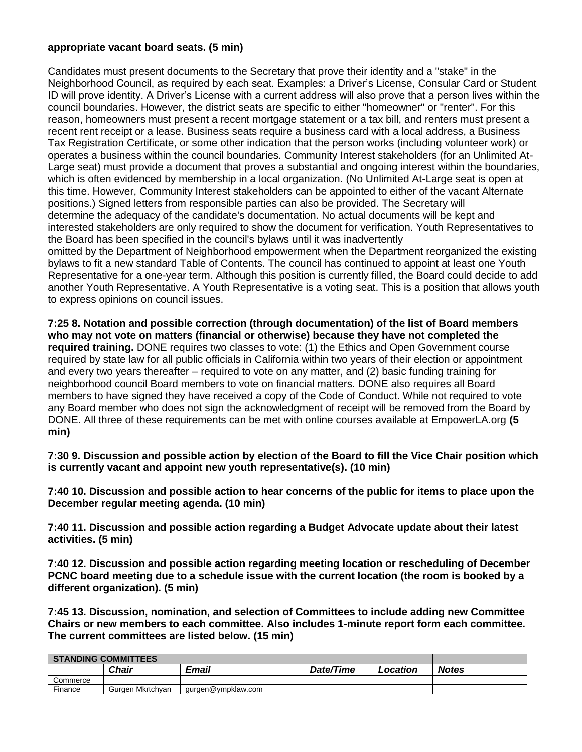**appropriate vacant board seats. (5 min)**

Candidates must present documents to the Secretary that prove their identity and a "stake" in the Neighborhood Council, as required by each seat. Examples: a Driver's License, Consular Card or Student ID will prove identity. A Driver's License with a current address will also prove that a person lives within the council boundaries. However, the district seats are specific to either "homeowner" or "renter". For this reason, homeowners must present a recent mortgage statement or a tax bill, and renters must present a recent rent receipt or a lease. Business seats require a business card with a local address, a Business Tax Registration Certificate, or some other indication that the person works (including volunteer work) or operates a business within the council boundaries. Community Interest stakeholders (for an Unlimited At-Large seat) must provide a document that proves a substantial and ongoing interest within the boundaries, which is often evidenced by membership in a local organization. (No Unlimited At-Large seat is open at this time. However, Community Interest stakeholders can be appointed to either of the vacant Alternate positions.) Signed letters from responsible parties can also be provided. The Secretary will determine the adequacy of the candidate's documentation. No actual documents will be kept and interested stakeholders are only required to show the document for verification. Youth Representatives to the Board has been specified in the council's bylaws until it was inadvertently omitted by the Department of Neighborhood empowerment when the Department reorganized the existing bylaws to fit a new standard Table of Contents. The council has continued to appoint at least one Youth Representative for a one-year term. Although this position is currently filled, the Board could decide to add another Youth Representative. A Youth Representative is a voting seat. This is a position that allows youth to express opinions on council issues.

**7:25 8. Notation and possible correction (through documentation) of the list of Board members who may not vote on matters (financial or otherwise) because they have not completed the required training.** DONE requires two classes to vote: (1) the Ethics and Open Government course required by state law for all public officials in California within two years of their election or appointment and every two years thereafter – required to vote on any matter, and (2) basic funding training for neighborhood council Board members to vote on financial matters. DONE also requires all Board members to have signed they have received a copy of the Code of Conduct. While not required to vote any Board member who does not sign the acknowledgment of receipt will be removed from the Board by DONE. All three of these requirements can be met with online courses available at EmpowerLA.org **(5 min)**

**7:30 9. Discussion and possible action by election of the Board to fill the Vice Chair position which is currently vacant and appoint new youth representative(s). (10 min)**

**7:40 10. Discussion and possible action to hear concerns of the public for items to place upon the December regular meeting agenda. (10 min)**

**7:40 11. Discussion and possible action regarding a Budget Advocate update about their latest activities. (5 min)**

**7:40 12. Discussion and possible action regarding meeting location or rescheduling of December PCNC board meeting due to a schedule issue with the current location (the room is booked by a different organization). (5 min)**

**7:45 13. Discussion, nomination, and selection of Committees to include adding new Committee Chairs or new members to each committee. Also includes 1-minute report form each committee. The current committees are listed below. (15 min)**

| STANDING COMMITTEES | | | | | |
|---|---|---|---|---|---|
| | ***Chair*** | ***Email*** | ***Date/Time*** | ***Location*** | ***Notes*** |
| Commerce | | | | | |
| Finance | Gurgen Mkrtchyan | gurgen@ympklaw.com | | | |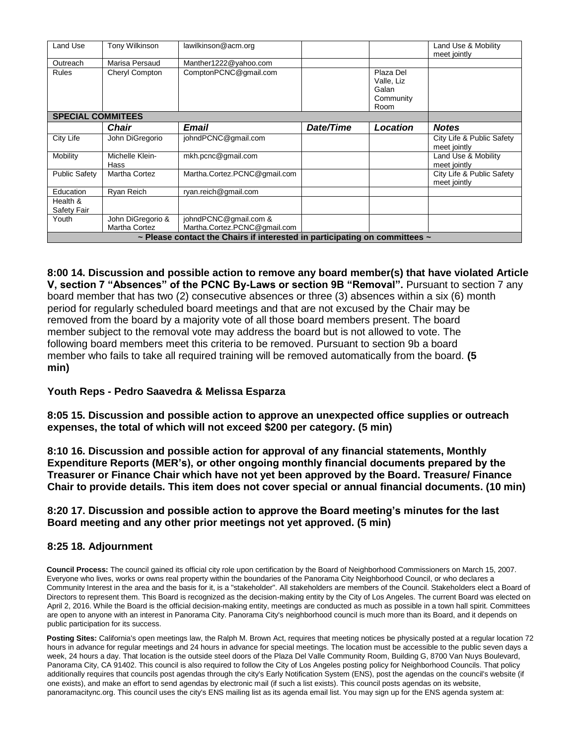| Land Use | Tony Wilkinson | lawilkinson@acm.org | | | Land Use & Mobility meet jointly |
|---|---|---|---|---|---|
| Outreach | Marisa Persaud | Manther1222@yahoo.com | | | |
| Rules | Cheryl Compton | ComptonPCNC@gmail.com | | Plaza Del Valle, Liz Galan Community Room | |
| **SPECIAL COMMITEES** | | | | | |
| | ***Chair*** | ***Email*** | ***Date/Time*** | ***Location*** | ***Notes*** |
| City Life | John DiGregorio | johndPCNC@gmail.com | | | City Life & Public Safety meet jointly |
| Mobility | Michelle Klein-Hass | mkh.pcnc@gmail.com | | | Land Use & Mobility meet jointly |
| Public Safety | Martha Cortez | Martha.Cortez.PCNC@gmail.com | | | City Life & Public Safety meet jointly |
| Education | Ryan Reich | ryan.reich@gmail.com | | | |
| Health & Safety Fair | | | | | |
| Youth | John DiGregorio & Martha Cortez | johndPCNC@gmail.com & Martha.Cortez.PCNC@gmail.com | | | |
| **~ Please contact the Chairs if interested in participating on committees ~** | | | | | |

**8:00 14. Discussion and possible action to remove any board member(s) that have violated Article V, section 7 "Absences" of the PCNC By-Laws or section 9B "Removal".** Pursuant to section 7 any board member that has two (2) consecutive absences or three (3) absences within a six (6) month period for regularly scheduled board meetings and that are not excused by the Chair may be removed from the board by a majority vote of all those board members present. The board member subject to the removal vote may address the board but is not allowed to vote. The following board members meet this criteria to be removed. Pursuant to section 9b a board member who fails to take all required training will be removed automatically from the board. **(5 min)**

**Youth Reps - Pedro Saavedra & Melissa Esparza**

**8:05 15. Discussion and possible action to approve an unexpected office supplies or outreach expenses, the total of which will not exceed $200 per category. (5 min)**

**8:10 16. Discussion and possible action for approval of any financial statements, Monthly Expenditure Reports (MER's), or other ongoing monthly financial documents prepared by the Treasurer or Finance Chair which have not yet been approved by the Board. Treasure/ Finance Chair to provide details. This item does not cover special or annual financial documents. (10 min)**

**8:20 17. Discussion and possible action to approve the Board meeting's minutes for the last Board meeting and any other prior meetings not yet approved. (5 min)**

**8:25 18. Adjournment**

**Council Process:** The council gained its official city role upon certification by the Board of Neighborhood Commissioners on March 15, 2007. Everyone who lives, works or owns real property within the boundaries of the Panorama City Neighborhood Council, or who declares a Community Interest in the area and the basis for it, is a "stakeholder". All stakeholders are members of the Council. Stakeholders elect a Board of Directors to represent them. This Board is recognized as the decision-making entity by the City of Los Angeles. The current Board was elected on April 2, 2016. While the Board is the official decision-making entity, meetings are conducted as much as possible in a town hall spirit. Committees are open to anyone with an interest in Panorama City. Panorama City's neighborhood council is much more than its Board, and it depends on public participation for its success.

**Posting Sites:** California's open meetings law, the Ralph M. Brown Act, requires that meeting notices be physically posted at a regular location 72 hours in advance for regular meetings and 24 hours in advance for special meetings. The location must be accessible to the public seven days a week, 24 hours a day. That location is the outside steel doors of the Plaza Del Valle Community Room, Building G, 8700 Van Nuys Boulevard, Panorama City, CA 91402. This council is also required to follow the City of Los Angeles posting policy for Neighborhood Councils. That policy additionally requires that councils post agendas through the city's Early Notification System (ENS), post the agendas on the council's website (if one exists), and make an effort to send agendas by electronic mail (if such a list exists). This council posts agendas on its website, panoramacitync.org. This council uses the city's ENS mailing list as its agenda email list. You may sign up for the ENS agenda system at: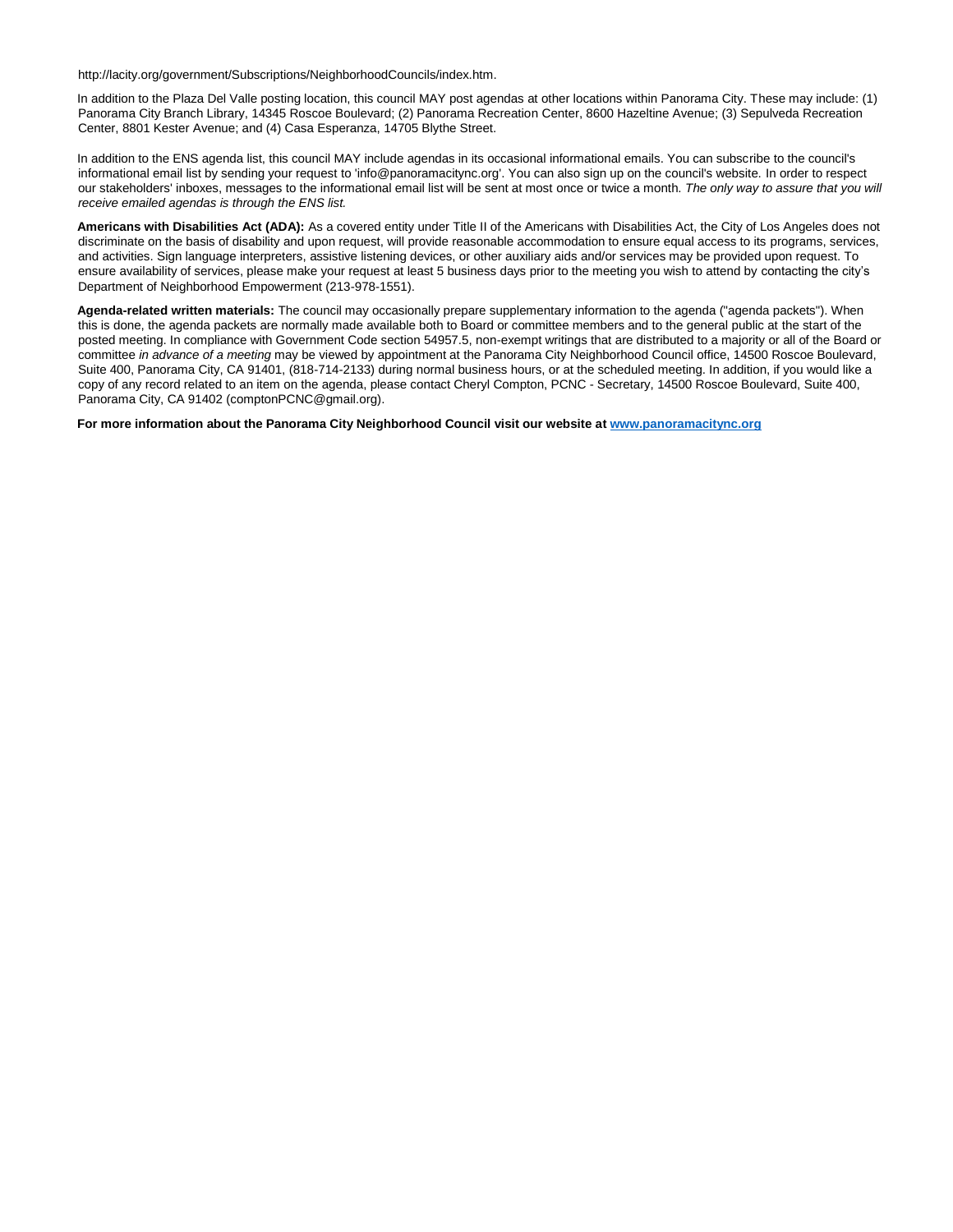http://lacity.org/government/Subscriptions/NeighborhoodCouncils/index.htm.

In addition to the Plaza Del Valle posting location, this council MAY post agendas at other locations within Panorama City. These may include: (1) Panorama City Branch Library, 14345 Roscoe Boulevard; (2) Panorama Recreation Center, 8600 Hazeltine Avenue; (3) Sepulveda Recreation Center, 8801 Kester Avenue; and (4) Casa Esperanza, 14705 Blythe Street.

In addition to the ENS agenda list, this council MAY include agendas in its occasional informational emails. You can subscribe to the council's informational email list by sending your request to 'info@panoramacitync.org'. You can also sign up on the council's website. In order to respect our stakeholders' inboxes, messages to the informational email list will be sent at most once or twice a month. *The only way to assure that you will receive emailed agendas is through the ENS list.*

**Americans with Disabilities Act (ADA):** As a covered entity under Title II of the Americans with Disabilities Act, the City of Los Angeles does not discriminate on the basis of disability and upon request, will provide reasonable accommodation to ensure equal access to its programs, services, and activities. Sign language interpreters, assistive listening devices, or other auxiliary aids and/or services may be provided upon request. To ensure availability of services, please make your request at least 5 business days prior to the meeting you wish to attend by contacting the city's Department of Neighborhood Empowerment (213-978-1551).

**Agenda-related written materials:** The council may occasionally prepare supplementary information to the agenda ("agenda packets"). When this is done, the agenda packets are normally made available both to Board or committee members and to the general public at the start of the posted meeting. In compliance with Government Code section 54957.5, non-exempt writings that are distributed to a majority or all of the Board or committee *in advance of a meeting* may be viewed by appointment at the Panorama City Neighborhood Council office, 14500 Roscoe Boulevard, Suite 400, Panorama City, CA 91401, (818-714-2133) during normal business hours, or at the scheduled meeting. In addition, if you would like a copy of any record related to an item on the agenda, please contact Cheryl Compton, PCNC - Secretary, 14500 Roscoe Boulevard, Suite 400, Panorama City, CA 91402 (comptonPCNC@gmail.org).

**For more information about the Panorama City Neighborhood Council visit our website at [www.panoramacitync.org](http://www.panoramacitync.org)**